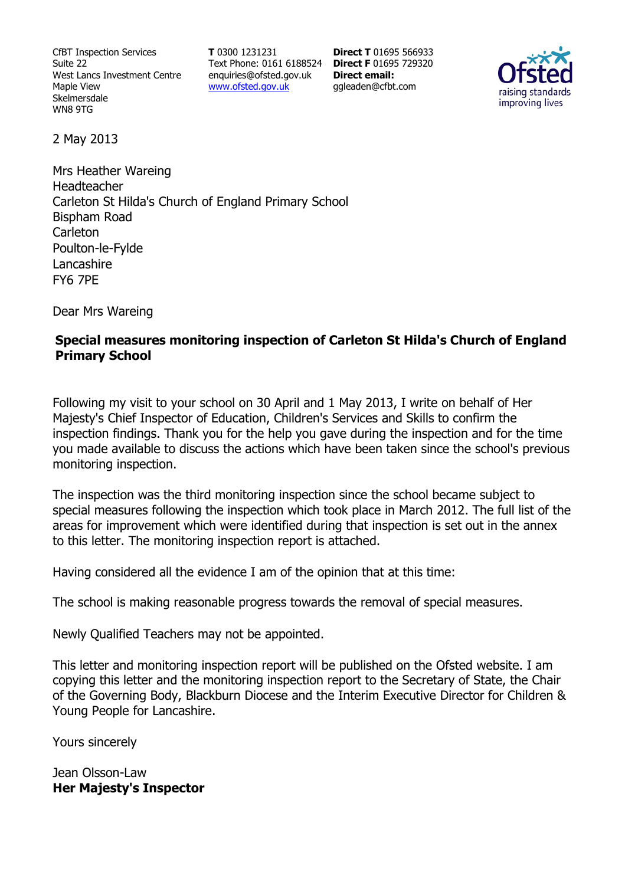CfBT Inspection Services
Suite 22
West Lancs Investment Centre
Maple View
Skelmersdale
WN8 9TG

**T** 0300 1231231
Text Phone: 0161 6188524
enquiries@ofsted.gov.uk
www.ofsted.gov.uk

**Direct T** 01695 566933
**Direct F** 01695 729320
**Direct email:**
ggleaden@cfbt.com

2 May 2013

Mrs Heather Wareing
Headteacher
Carleton St Hilda's Church of England Primary School
Bispham Road
Carleton
Poulton-le-Fylde
Lancashire
FY6 7PE

Dear Mrs Wareing

**Special measures monitoring inspection of Carleton St Hilda's Church of England Primary School**

Following my visit to your school on 30 April and 1 May 2013, I write on behalf of Her Majesty's Chief Inspector of Education, Children's Services and Skills to confirm the inspection findings. Thank you for the help you gave during the inspection and for the time you made available to discuss the actions which have been taken since the school's previous monitoring inspection.

The inspection was the third monitoring inspection since the school became subject to special measures following the inspection which took place in March 2012. The full list of the areas for improvement which were identified during that inspection is set out in the annex to this letter. The monitoring inspection report is attached.

Having considered all the evidence I am of the opinion that at this time:

The school is making reasonable progress towards the removal of special measures.

Newly Qualified Teachers may not be appointed.

This letter and monitoring inspection report will be published on the Ofsted website. I am copying this letter and the monitoring inspection report to the Secretary of State, the Chair of the Governing Body, Blackburn Diocese and the Interim Executive Director for Children & Young People for Lancashire.

Yours sincerely

Jean Olsson-Law
**Her Majesty's Inspector**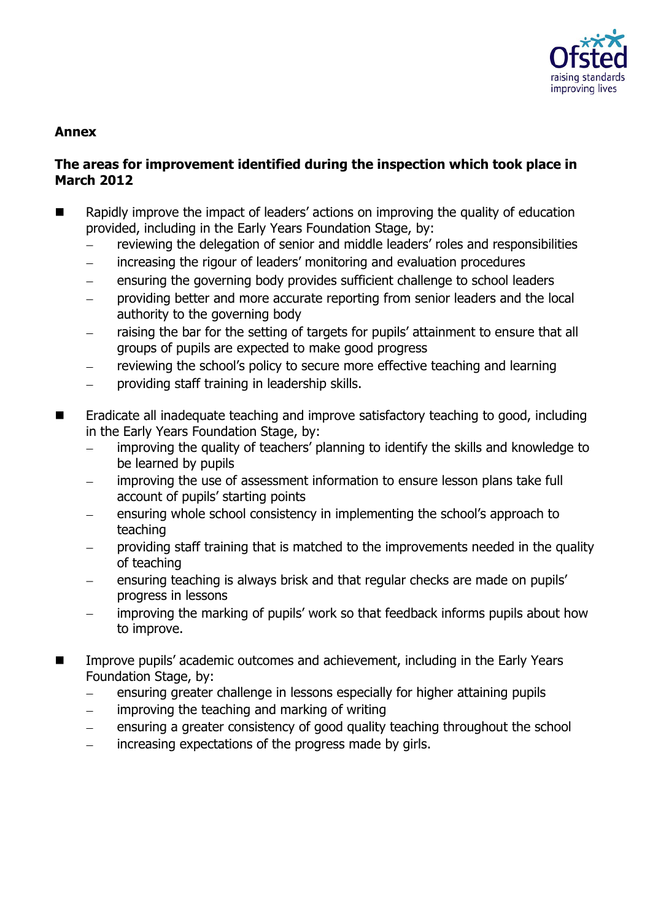**Annex**

**The areas for improvement identified during the inspection which took place in March 2012**

- Rapidly improve the impact of leaders' actions on improving the quality of education provided, including in the Early Years Foundation Stage, by:
  - reviewing the delegation of senior and middle leaders' roles and responsibilities
  - increasing the rigour of leaders' monitoring and evaluation procedures
  - ensuring the governing body provides sufficient challenge to school leaders
  - providing better and more accurate reporting from senior leaders and the local authority to the governing body
  - raising the bar for the setting of targets for pupils' attainment to ensure that all groups of pupils are expected to make good progress
  - reviewing the school's policy to secure more effective teaching and learning
  - providing staff training in leadership skills.

- Eradicate all inadequate teaching and improve satisfactory teaching to good, including in the Early Years Foundation Stage, by:
  - improving the quality of teachers' planning to identify the skills and knowledge to be learned by pupils
  - improving the use of assessment information to ensure lesson plans take full account of pupils' starting points
  - ensuring whole school consistency in implementing the school's approach to teaching
  - providing staff training that is matched to the improvements needed in the quality of teaching
  - ensuring teaching is always brisk and that regular checks are made on pupils' progress in lessons
  - improving the marking of pupils' work so that feedback informs pupils about how to improve.

- Improve pupils' academic outcomes and achievement, including in the Early Years Foundation Stage, by:
  - ensuring greater challenge in lessons especially for higher attaining pupils
  - improving the teaching and marking of writing
  - ensuring a greater consistency of good quality teaching throughout the school
  - increasing expectations of the progress made by girls.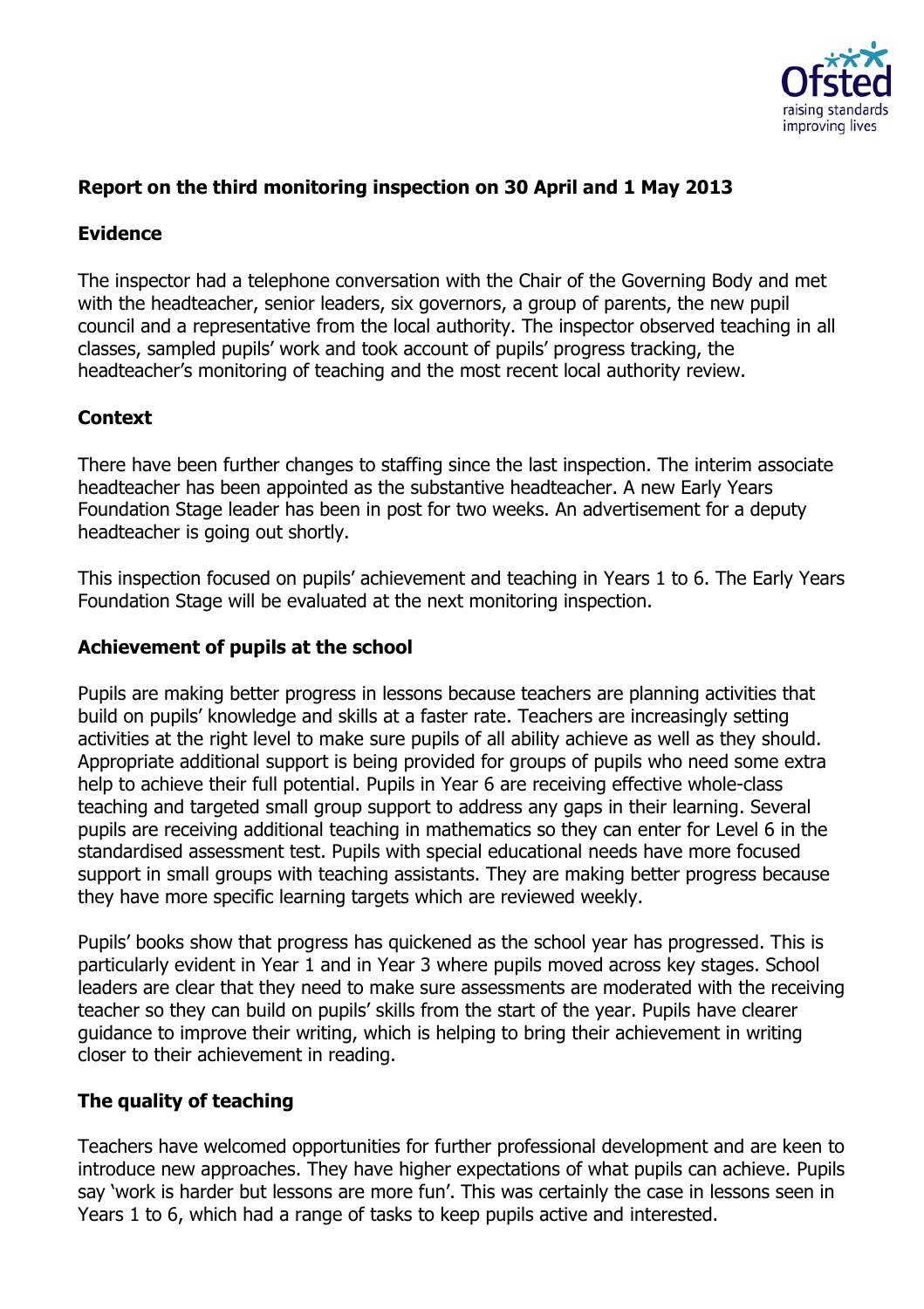## Report on the third monitoring inspection on 30 April and 1 May 2013

### Evidence

The inspector had a telephone conversation with the Chair of the Governing Body and met with the headteacher, senior leaders, six governors, a group of parents, the new pupil council and a representative from the local authority. The inspector observed teaching in all classes, sampled pupils' work and took account of pupils' progress tracking, the headteacher's monitoring of teaching and the most recent local authority review.

### Context

There have been further changes to staffing since the last inspection. The interim associate headteacher has been appointed as the substantive headteacher. A new Early Years Foundation Stage leader has been in post for two weeks. An advertisement for a deputy headteacher is going out shortly.

This inspection focused on pupils' achievement and teaching in Years 1 to 6. The Early Years Foundation Stage will be evaluated at the next monitoring inspection.

### Achievement of pupils at the school

Pupils are making better progress in lessons because teachers are planning activities that build on pupils' knowledge and skills at a faster rate. Teachers are increasingly setting activities at the right level to make sure pupils of all ability achieve as well as they should. Appropriate additional support is being provided for groups of pupils who need some extra help to achieve their full potential. Pupils in Year 6 are receiving effective whole-class teaching and targeted small group support to address any gaps in their learning. Several pupils are receiving additional teaching in mathematics so they can enter for Level 6 in the standardised assessment test. Pupils with special educational needs have more focused support in small groups with teaching assistants. They are making better progress because they have more specific learning targets which are reviewed weekly.

Pupils' books show that progress has quickened as the school year has progressed. This is particularly evident in Year 1 and in Year 3 where pupils moved across key stages. School leaders are clear that they need to make sure assessments are moderated with the receiving teacher so they can build on pupils' skills from the start of the year. Pupils have clearer guidance to improve their writing, which is helping to bring their achievement in writing closer to their achievement in reading.

### The quality of teaching

Teachers have welcomed opportunities for further professional development and are keen to introduce new approaches. They have higher expectations of what pupils can achieve. Pupils say 'work is harder but lessons are more fun'. This was certainly the case in lessons seen in Years 1 to 6, which had a range of tasks to keep pupils active and interested.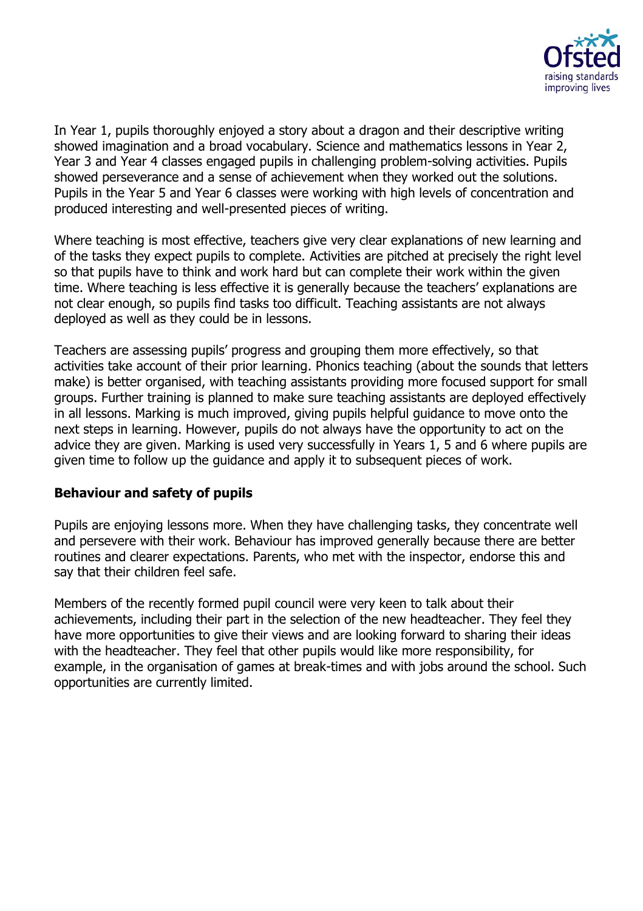In Year 1, pupils thoroughly enjoyed a story about a dragon and their descriptive writing showed imagination and a broad vocabulary. Science and mathematics lessons in Year 2, Year 3 and Year 4 classes engaged pupils in challenging problem-solving activities. Pupils showed perseverance and a sense of achievement when they worked out the solutions. Pupils in the Year 5 and Year 6 classes were working with high levels of concentration and produced interesting and well-presented pieces of writing.

Where teaching is most effective, teachers give very clear explanations of new learning and of the tasks they expect pupils to complete. Activities are pitched at precisely the right level so that pupils have to think and work hard but can complete their work within the given time. Where teaching is less effective it is generally because the teachers' explanations are not clear enough, so pupils find tasks too difficult. Teaching assistants are not always deployed as well as they could be in lessons.

Teachers are assessing pupils' progress and grouping them more effectively, so that activities take account of their prior learning. Phonics teaching (about the sounds that letters make) is better organised, with teaching assistants providing more focused support for small groups. Further training is planned to make sure teaching assistants are deployed effectively in all lessons. Marking is much improved, giving pupils helpful guidance to move onto the next steps in learning. However, pupils do not always have the opportunity to act on the advice they are given. Marking is used very successfully in Years 1, 5 and 6 where pupils are given time to follow up the guidance and apply it to subsequent pieces of work.

## Behaviour and safety of pupils

Pupils are enjoying lessons more. When they have challenging tasks, they concentrate well and persevere with their work. Behaviour has improved generally because there are better routines and clearer expectations. Parents, who met with the inspector, endorse this and say that their children feel safe.

Members of the recently formed pupil council were very keen to talk about their achievements, including their part in the selection of the new headteacher. They feel they have more opportunities to give their views and are looking forward to sharing their ideas with the headteacher. They feel that other pupils would like more responsibility, for example, in the organisation of games at break-times and with jobs around the school. Such opportunities are currently limited.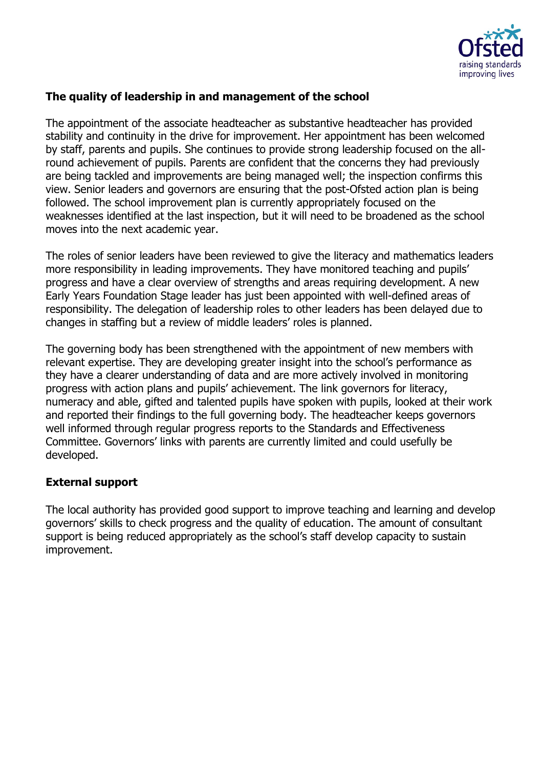### The quality of leadership in and management of the school

The appointment of the associate headteacher as substantive headteacher has provided stability and continuity in the drive for improvement. Her appointment has been welcomed by staff, parents and pupils. She continues to provide strong leadership focused on the all-round achievement of pupils. Parents are confident that the concerns they had previously are being tackled and improvements are being managed well; the inspection confirms this view. Senior leaders and governors are ensuring that the post-Ofsted action plan is being followed. The school improvement plan is currently appropriately focused on the weaknesses identified at the last inspection, but it will need to be broadened as the school moves into the next academic year.

The roles of senior leaders have been reviewed to give the literacy and mathematics leaders more responsibility in leading improvements. They have monitored teaching and pupils' progress and have a clear overview of strengths and areas requiring development. A new Early Years Foundation Stage leader has just been appointed with well-defined areas of responsibility. The delegation of leadership roles to other leaders has been delayed due to changes in staffing but a review of middle leaders' roles is planned.

The governing body has been strengthened with the appointment of new members with relevant expertise. They are developing greater insight into the school's performance as they have a clearer understanding of data and are more actively involved in monitoring progress with action plans and pupils' achievement. The link governors for literacy, numeracy and able, gifted and talented pupils have spoken with pupils, looked at their work and reported their findings to the full governing body. The headteacher keeps governors well informed through regular progress reports to the Standards and Effectiveness Committee. Governors' links with parents are currently limited and could usefully be developed.

### External support

The local authority has provided good support to improve teaching and learning and develop governors' skills to check progress and the quality of education. The amount of consultant support is being reduced appropriately as the school's staff develop capacity to sustain improvement.